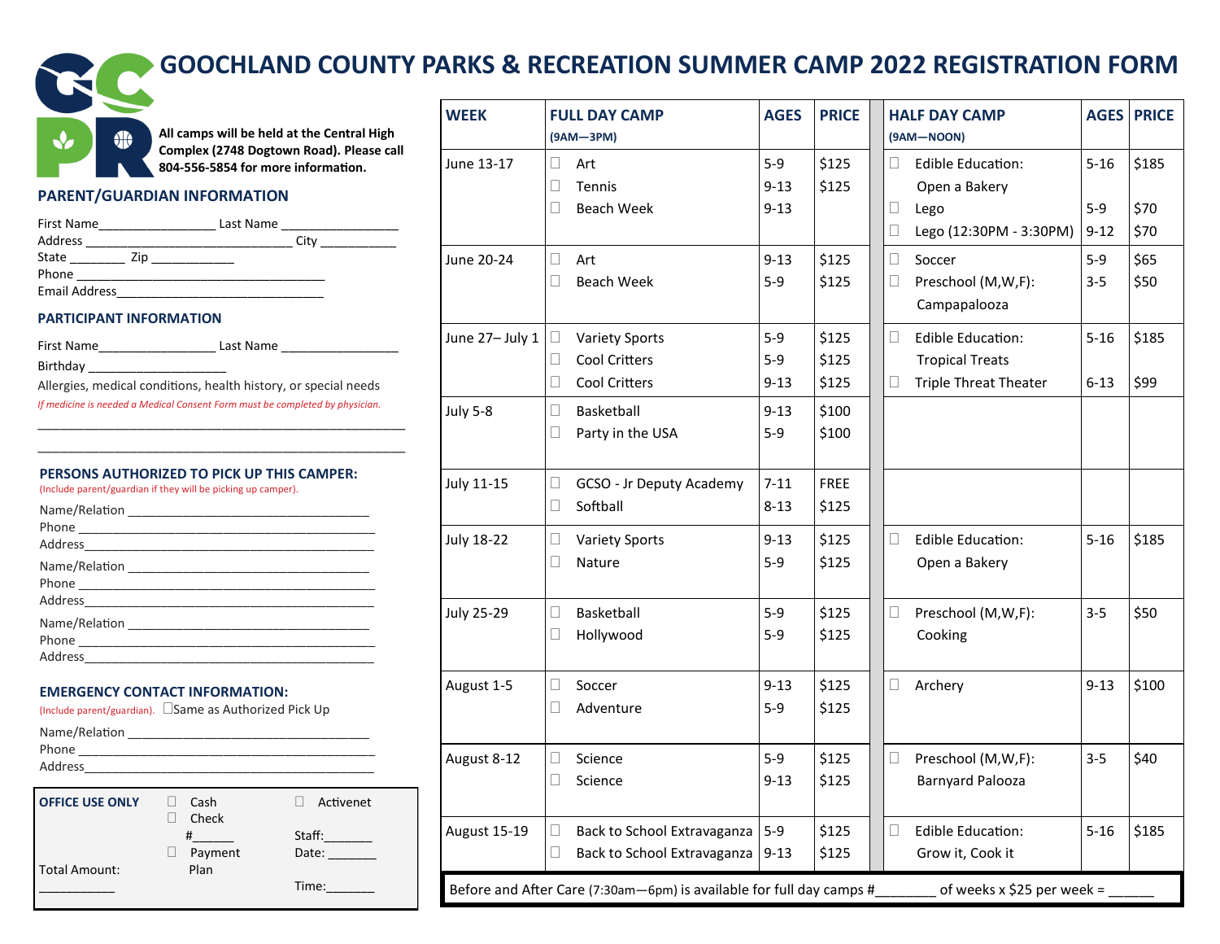# GOOCHLAND COUNTY PARKS & RECREATION SUMMER CAMP 2022 REGISTRATION FORM

**All camps will be held at the Central High Complex (2748 Dogtown Road). Please call 804-556-5854 for more information.**

## PARENT/GUARDIAN INFORMATION

First Name_________________ Last Name _________________
Address _______________________________ City ___________
State ________ Zip ____________
Phone ____________________________________
Email Address______________________________

## PARTICIPANT INFORMATION

First Name_________________ Last Name _________________
Birthday ____________________
Allergies, medical conditions, health history, or special needs
*If medicine is needed a Medical Consent Form must be completed by physician.*
_______________________________________________________
_______________________________________________________

## PERSONS AUTHORIZED TO PICK UP THIS CAMPER:

(Include parent/guardian if they will be picking up camper).

Name/Relation ____________________________________
Phone ___________________________________________
Address__________________________________________

Name/Relation ____________________________________
Phone ___________________________________________
Address__________________________________________

Name/Relation ____________________________________
Phone ___________________________________________
Address__________________________________________

## EMERGENCY CONTACT INFORMATION:

(Include parent/guardian). ☐ Same as Authorized Pick Up

Name/Relation ____________________________________
Phone ___________________________________________
Address__________________________________________

**OFFICE USE ONLY**

☐ Cash
☐ Check #______
☐ Payment Plan
☐ Activenet

Staff:_______
Date: _______
Time:_______

Total Amount: ___________

| WEEK | FULL DAY CAMP (9AM—3PM) | AGES | PRICE | HALF DAY CAMP (9AM—NOON) | AGES | PRICE |
|---|---|---|---|---|---|---|
| June 13-17 | ☐ Art<br>☐ Tennis<br>☐ Beach Week | 5-9<br>9-13<br>9-13 | $125<br>$125 | ☐ Edible Education: Open a Bakery<br>☐ Lego<br>☐ Lego (12:30PM - 3:30PM) | 5-16<br>5-9<br>9-12 | $185<br>$70<br>$70 |
| June 20-24 | ☐ Art<br>☐ Beach Week | 9-13<br>5-9 | $125<br>$125 | ☐ Soccer<br>☐ Preschool (M,W,F): Campapalooza | 5-9<br>3-5 | $65<br>$50 |
| June 27– July 1 | ☐ Variety Sports<br>☐ Cool Critters<br>☐ Cool Critters | 5-9<br>5-9<br>9-13 | $125<br>$125<br>$125 | ☐ Edible Education: Tropical Treats<br>☐ Triple Threat Theater | 5-16<br>6-13 | $185<br>$99 |
| July 5-8 | ☐ Basketball<br>☐ Party in the USA | 9-13<br>5-9 | $100<br>$100 | | | |
| July 11-15 | ☐ GCSO - Jr Deputy Academy<br>☐ Softball | 7-11<br>8-13 | FREE<br>$125 | | | |
| July 18-22 | ☐ Variety Sports<br>☐ Nature | 9-13<br>5-9 | $125<br>$125 | ☐ Edible Education: Open a Bakery | 5-16 | $185 |
| July 25-29 | ☐ Basketball<br>☐ Hollywood | 5-9<br>5-9 | $125<br>$125 | ☐ Preschool (M,W,F): Cooking | 3-5 | $50 |
| August 1-5 | ☐ Soccer<br>☐ Adventure | 9-13<br>5-9 | $125<br>$125 | ☐ Archery | 9-13 | $100 |
| August 8-12 | ☐ Science<br>☐ Science | 5-9<br>9-13 | $125<br>$125 | ☐ Preschool (M,W,F): Barnyard Palooza | 3-5 | $40 |
| August 15-19 | ☐ Back to School Extravaganza<br>☐ Back to School Extravaganza | 5-9<br>9-13 | $125<br>$125 | ☐ Edible Education: Grow it, Cook it | 5-16 | $185 |

Before and After Care (7:30am—6pm) is available for full day camps #________ of weeks x $25 per week = ______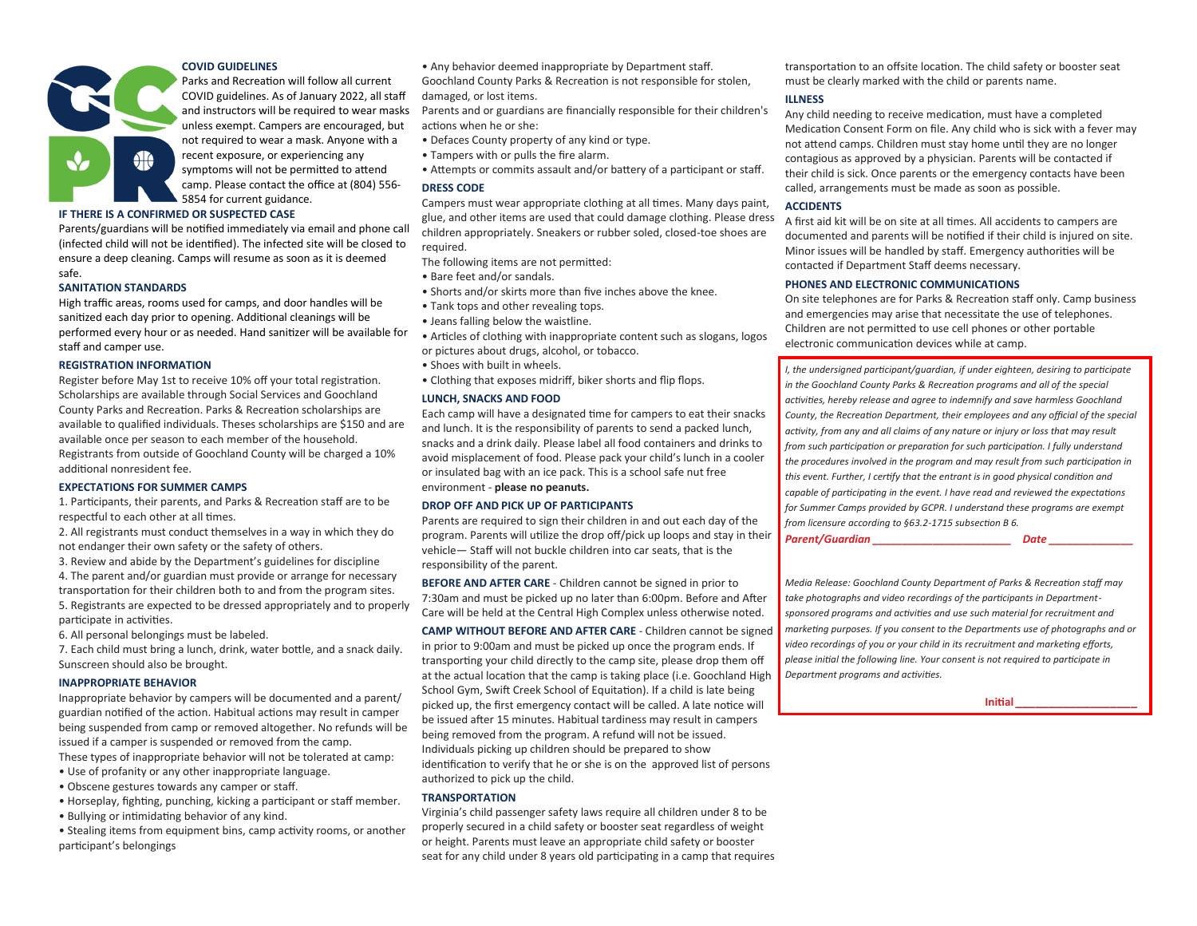### COVID GUIDELINES

Parks and Recreation will follow all current COVID guidelines. As of January 2022, all staff and instructors will be required to wear masks unless exempt. Campers are encouraged, but not required to wear a mask. Anyone with a recent exposure, or experiencing any symptoms will not be permitted to attend camp. Please contact the office at (804) 556-5854 for current guidance.

### IF THERE IS A CONFIRMED OR SUSPECTED CASE

Parents/guardians will be notified immediately via email and phone call (infected child will not be identified). The infected site will be closed to ensure a deep cleaning. Camps will resume as soon as it is deemed safe.

### SANITATION STANDARDS

High traffic areas, rooms used for camps, and door handles will be sanitized each day prior to opening. Additional cleanings will be performed every hour or as needed. Hand sanitizer will be available for staff and camper use.

### REGISTRATION INFORMATION

Register before May 1st to receive 10% off your total registration. Scholarships are available through Social Services and Goochland County Parks and Recreation. Parks & Recreation scholarships are available to qualified individuals. Theses scholarships are $150 and are available once per season to each member of the household. Registrants from outside of Goochland County will be charged a 10% additional nonresident fee.

### EXPECTATIONS FOR SUMMER CAMPS

1. Participants, their parents, and Parks & Recreation staff are to be respectful to each other at all times.
2. All registrants must conduct themselves in a way in which they do not endanger their own safety or the safety of others.
3. Review and abide by the Department's guidelines for discipline
4. The parent and/or guardian must provide or arrange for necessary transportation for their children both to and from the program sites.
5. Registrants are expected to be dressed appropriately and to properly participate in activities.
6. All personal belongings must be labeled.
7. Each child must bring a lunch, drink, water bottle, and a snack daily. Sunscreen should also be brought.

### INAPPROPRIATE BEHAVIOR

Inappropriate behavior by campers will be documented and a parent/guardian notified of the action. Habitual actions may result in camper being suspended from camp or removed altogether. No refunds will be issued if a camper is suspended or removed from the camp.

These types of inappropriate behavior will not be tolerated at camp:

- Use of profanity or any other inappropriate language.
- Obscene gestures towards any camper or staff.
- Horseplay, fighting, punching, kicking a participant or staff member.
- Bullying or intimidating behavior of any kind.
- Stealing items from equipment bins, camp activity rooms, or another participant's belongings
- Any behavior deemed inappropriate by Department staff.

Goochland County Parks & Recreation is not responsible for stolen, damaged, or lost items.

Parents and or guardians are financially responsible for their children's actions when he or she:

- Defaces County property of any kind or type.
- Tampers with or pulls the fire alarm.
- Attempts or commits assault and/or battery of a participant or staff.

### DRESS CODE

Campers must wear appropriate clothing at all times. Many days paint, glue, and other items are used that could damage clothing. Please dress children appropriately. Sneakers or rubber soled, closed-toe shoes are required.

The following items are not permitted:

- Bare feet and/or sandals.
- Shorts and/or skirts more than five inches above the knee.
- Tank tops and other revealing tops.
- Jeans falling below the waistline.
- Articles of clothing with inappropriate content such as slogans, logos or pictures about drugs, alcohol, or tobacco.
- Shoes with built in wheels.
- Clothing that exposes midriff, biker shorts and flip flops.

### LUNCH, SNACKS AND FOOD

Each camp will have a designated time for campers to eat their snacks and lunch. It is the responsibility of parents to send a packed lunch, snacks and a drink daily. Please label all food containers and drinks to avoid misplacement of food. Please pack your child's lunch in a cooler or insulated bag with an ice pack. This is a school safe nut free environment - **please no peanuts.**

### DROP OFF AND PICK UP OF PARTICIPANTS

Parents are required to sign their children in and out each day of the program. Parents will utilize the drop off/pick up loops and stay in their vehicle— Staff will not buckle children into car seats, that is the responsibility of the parent.

**BEFORE AND AFTER CARE** - Children cannot be signed in prior to 7:30am and must be picked up no later than 6:00pm. Before and After Care will be held at the Central High Complex unless otherwise noted.

**CAMP WITHOUT BEFORE AND AFTER CARE** - Children cannot be signed in prior to 9:00am and must be picked up once the program ends. If transporting your child directly to the camp site, please drop them off at the actual location that the camp is taking place (i.e. Goochland High School Gym, Swift Creek School of Equitation). If a child is late being picked up, the first emergency contact will be called. A late notice will be issued after 15 minutes. Habitual tardiness may result in campers being removed from the program. A refund will not be issued. Individuals picking up children should be prepared to show identification to verify that he or she is on the approved list of persons authorized to pick up the child.

### TRANSPORTATION

Virginia's child passenger safety laws require all children under 8 to be properly secured in a child safety or booster seat regardless of weight or height. Parents must leave an appropriate child safety or booster seat for any child under 8 years old participating in a camp that requires transportation to an offsite location. The child safety or booster seat must be clearly marked with the child or parents name.

### ILLNESS

Any child needing to receive medication, must have a completed Medication Consent Form on file. Any child who is sick with a fever may not attend camps. Children must stay home until they are no longer contagious as approved by a physician. Parents will be contacted if their child is sick. Once parents or the emergency contacts have been called, arrangements must be made as soon as possible.

### ACCIDENTS

A first aid kit will be on site at all times. All accidents to campers are documented and parents will be notified if their child is injured on site. Minor issues will be handled by staff. Emergency authorities will be contacted if Department Staff deems necessary.

### PHONES AND ELECTRONIC COMMUNICATIONS

On site telephones are for Parks & Recreation staff only. Camp business and emergencies may arise that necessitate the use of telephones. Children are not permitted to use cell phones or other portable electronic communication devices while at camp.

*I, the undersigned participant/guardian, if under eighteen, desiring to participate in the Goochland County Parks & Recreation programs and all of the special activities, hereby release and agree to indemnify and save harmless Goochland County, the Recreation Department, their employees and any official of the special activity, from any and all claims of any nature or injury or loss that may result from such participation or preparation for such participation. I fully understand the procedures involved in the program and may result from such participation in this event. Further, I certify that the entrant is in good physical condition and capable of participating in the event. I have read and reviewed the expectations for Summer Camps provided by GCPR. I understand these programs are exempt from licensure according to §63.2-1715 subsection B 6.*

***Parent/Guardian ______________________ Date _____________***

*Media Release: Goochland County Department of Parks & Recreation staff may take photographs and video recordings of the participants in Department-sponsored programs and activities and use such material for recruitment and marketing purposes. If you consent to the Departments use of photographs and or video recordings of you or your child in its recruitment and marketing efforts, please initial the following line. Your consent is not required to participate in Department programs and activities.*

**Initial ___________________**